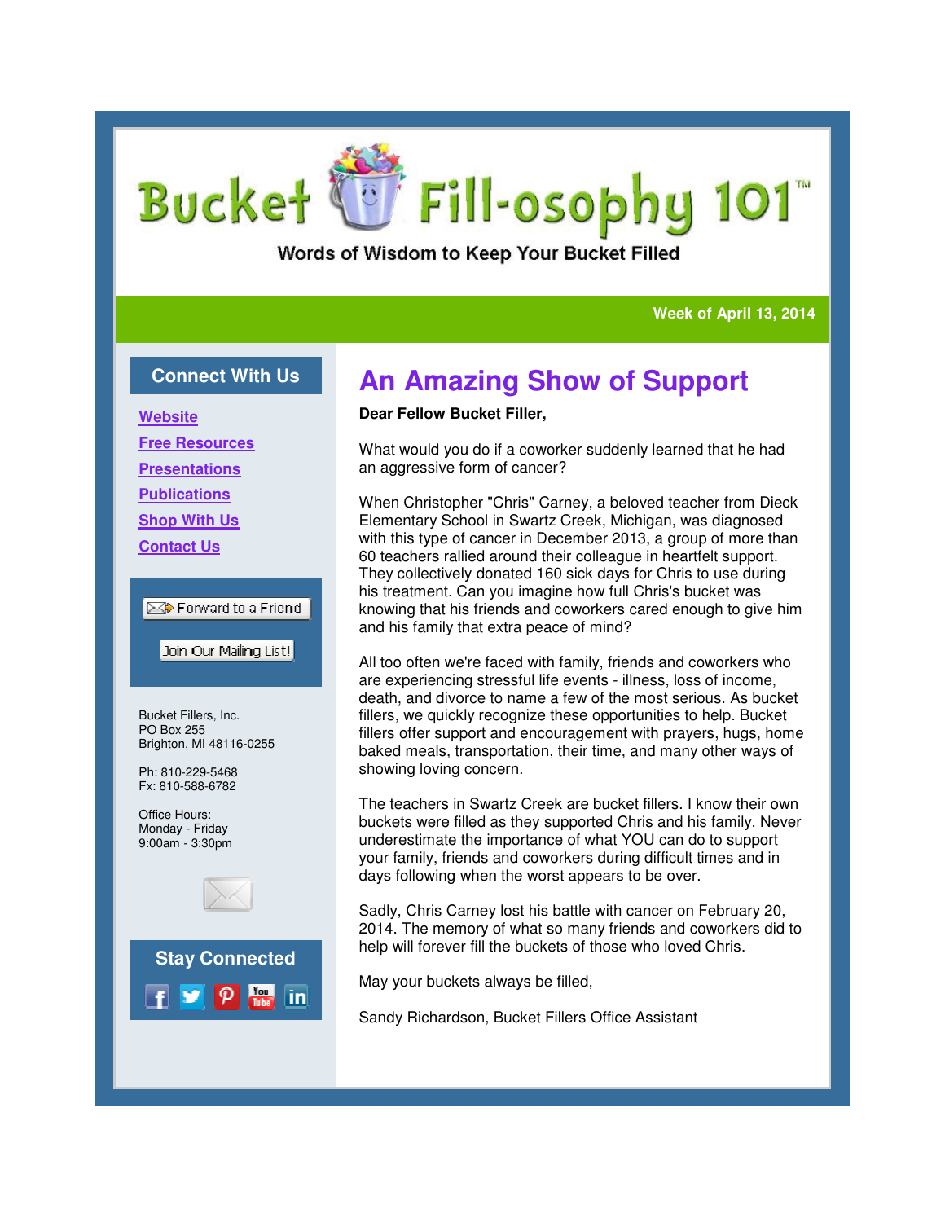# Bucket Fill-osophy 101™

Words of Wisdom to Keep Your Bucket Filled

**Week of April 13, 2014**

## Connect With Us

- [Website]
- [Free Resources]
- [Presentations]
- [Publications]
- [Shop With Us]
- [Contact Us]

Forward to a Friend

Join Our Mailing List!

Bucket Fillers, Inc.
PO Box 255
Brighton, MI 48116-0255

Ph: 810-229-5468
Fx: 810-588-6782

Office Hours:
Monday - Friday
9:00am - 3:30pm

## Stay Connected

# An Amazing Show of Support

**Dear Fellow Bucket Filler,**

What would you do if a coworker suddenly learned that he had an aggressive form of cancer?

When Christopher "Chris" Carney, a beloved teacher from Dieck Elementary School in Swartz Creek, Michigan, was diagnosed with this type of cancer in December 2013, a group of more than 60 teachers rallied around their colleague in heartfelt support. They collectively donated 160 sick days for Chris to use during his treatment. Can you imagine how full Chris's bucket was knowing that his friends and coworkers cared enough to give him and his family that extra peace of mind?

All too often we're faced with family, friends and coworkers who are experiencing stressful life events - illness, loss of income, death, and divorce to name a few of the most serious. As bucket fillers, we quickly recognize these opportunities to help. Bucket fillers offer support and encouragement with prayers, hugs, home baked meals, transportation, their time, and many other ways of showing loving concern.

The teachers in Swartz Creek are bucket fillers. I know their own buckets were filled as they supported Chris and his family. Never underestimate the importance of what YOU can do to support your family, friends and coworkers during difficult times and in days following when the worst appears to be over.

Sadly, Chris Carney lost his battle with cancer on February 20, 2014. The memory of what so many friends and coworkers did to help will forever fill the buckets of those who loved Chris.

May your buckets always be filled,

Sandy Richardson, Bucket Fillers Office Assistant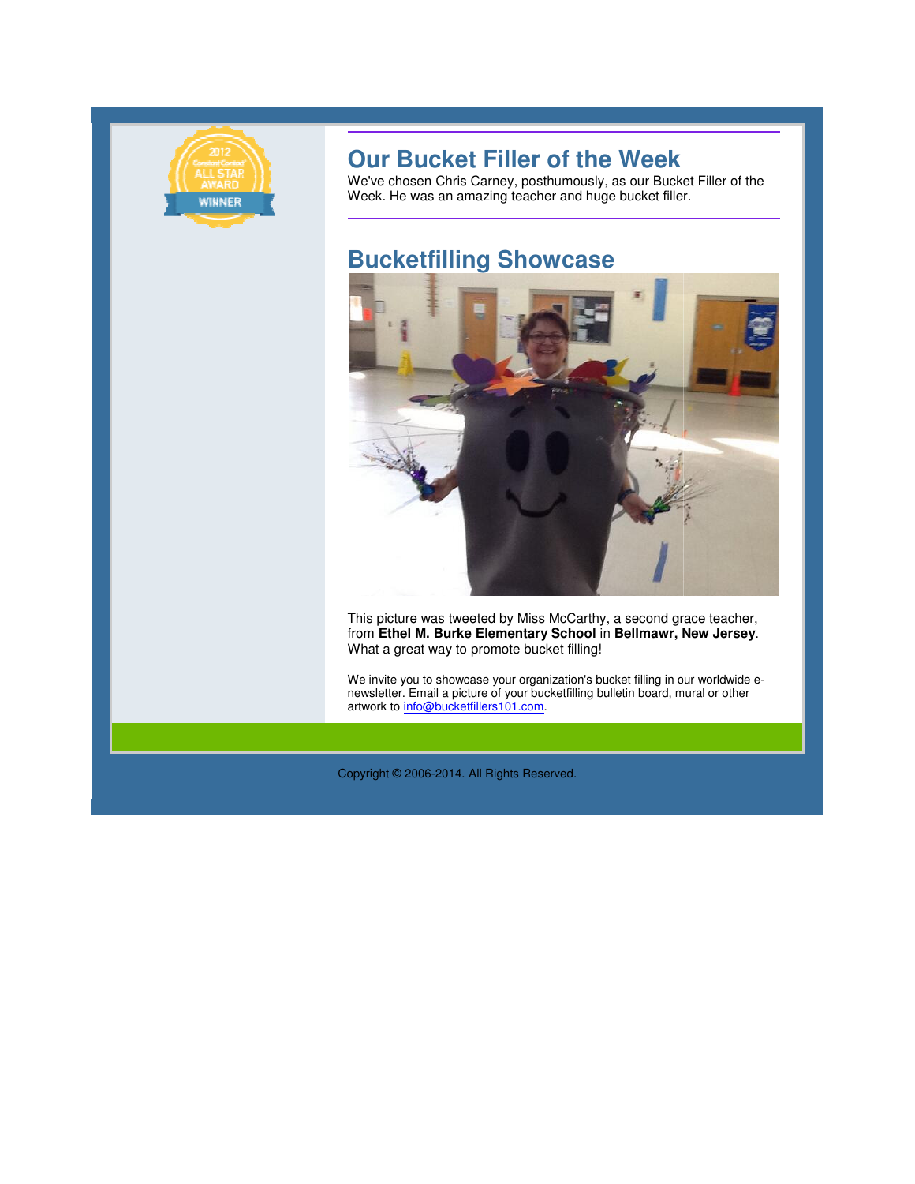## Our Bucket Filler of the Week

We've chosen Chris Carney, posthumously, as our Bucket Filler of the Week. He was an amazing teacher and huge bucket filler.

## Bucketfilling Showcase

This picture was tweeted by Miss McCarthy, a second grace teacher, from **Ethel M. Burke Elementary School** in **Bellmawr, New Jersey**. What a great way to promote bucket filling!

We invite you to showcase your organization's bucket filling in our worldwide e-newsletter. Email a picture of your bucketfilling bulletin board, mural or other artwork to info@bucketfillers101.com.

Copyright © 2006-2014. All Rights Reserved.